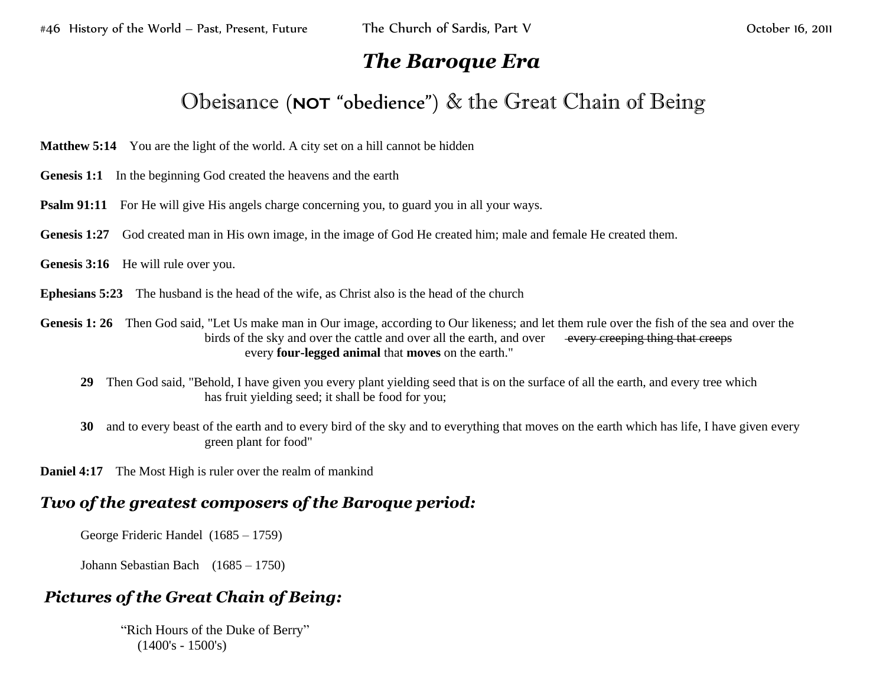# *The Baroque Era*

## Obeisance (**NOT** "obedience") & the Great Chain of Being

**Matthew 5:14** You are the light of the world. A city set on a hill cannot be hidden

**Genesis 1:1** In the beginning God created the heavens and the earth

**Psalm 91:11** For He will give His angels charge concerning you, to guard you in all your ways.

**Genesis 1:27** God created man in His own image, in the image of God He created him; male and female He created them.

**Genesis 3:16** He will rule over you.

**Ephesians 5:23** The husband is the head of the wife, as Christ also is the head of the church

**Genesis 1: 26** Then God said, "Let Us make man in Our image, according to Our likeness; and let them rule over the fish of the sea and over the birds of the sky and over the cattle and over all the earth, and over ~~every creeping thing that creeps~~ every **four-legged animal** that **moves** on the earth."

**29** Then God said, "Behold, I have given you every plant yielding seed that is on the surface of all the earth, and every tree which has fruit yielding seed; it shall be food for you;

**30** and to every beast of the earth and to every bird of the sky and to everything that moves on the earth which has life, I have given every green plant for food"

**Daniel 4:17** The Most High is ruler over the realm of mankind

### *Two of the greatest composers of the Baroque period:*

George Frideric Handel (1685 – 1759)

Johann Sebastian Bach (1685 – 1750)

### *Pictures of the Great Chain of Being:*

"Rich Hours of the Duke of Berry"
(1400's - 1500's)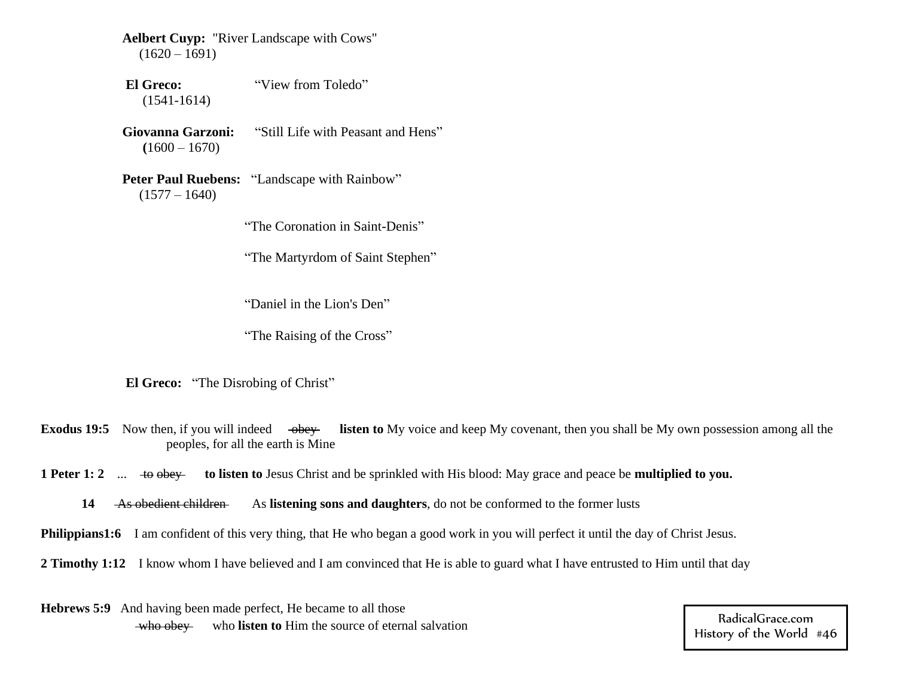**Aelbert Cuyp:** "River Landscape with Cows"
(1620 – 1691)

**El Greco:** "View from Toledo"
(1541-1614)

**Giovanna Garzoni:** "Still Life with Peasant and Hens"
**(**1600 – 1670)

**Peter Paul Ruebens:** "Landscape with Rainbow"
(1577 – 1640)

"The Coronation in Saint-Denis"

"The Martyrdom of Saint Stephen"

"Daniel in the Lion's Den"

"The Raising of the Cross"

**El Greco:** "The Disrobing of Christ"

**Exodus 19:5** Now then, if you will indeed ~~obey~~ **listen to** My voice and keep My covenant, then you shall be My own possession among all the peoples, for all the earth is Mine

**1 Peter 1: 2** ... ~~to obey~~ **to listen to** Jesus Christ and be sprinkled with His blood: May grace and peace be **multiplied to you.**

**14** ~~As obedient children~~ As **listening sons and daughters**, do not be conformed to the former lusts

**Philippians1:6** I am confident of this very thing, that He who began a good work in you will perfect it until the day of Christ Jesus.

**2 Timothy 1:12** I know whom I have believed and I am convinced that He is able to guard what I have entrusted to Him until that day

**Hebrews 5:9** And having been made perfect, He became to all those ~~who obey~~ who **listen to** Him the source of eternal salvation

RadicalGrace.com
History of the World #46